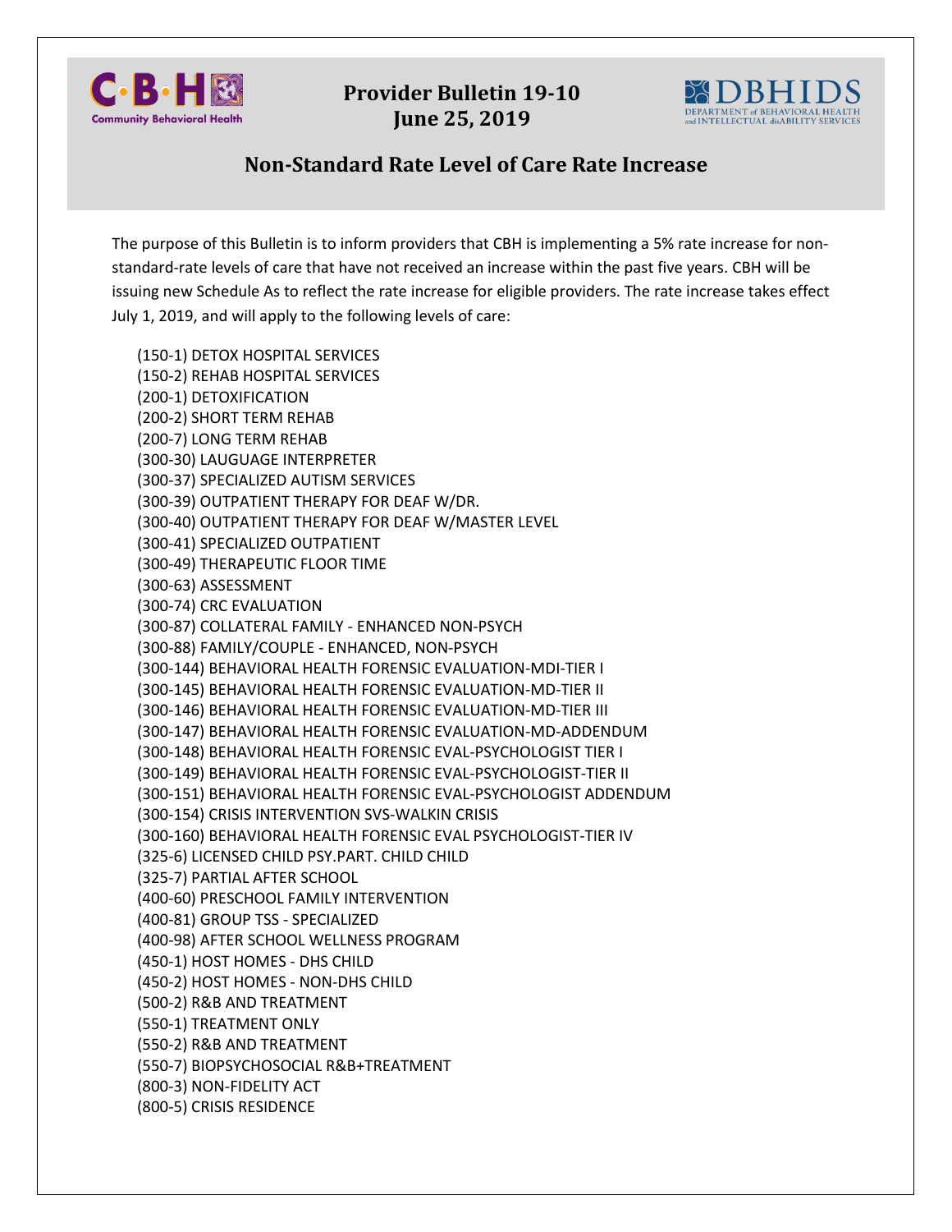# Provider Bulletin 19-10
## June 25, 2019

## Non-Standard Rate Level of Care Rate Increase

The purpose of this Bulletin is to inform providers that CBH is implementing a 5% rate increase for non-standard-rate levels of care that have not received an increase within the past five years. CBH will be issuing new Schedule As to reflect the rate increase for eligible providers. The rate increase takes effect July 1, 2019, and will apply to the following levels of care:

(150-1) DETOX HOSPITAL SERVICES
(150-2) REHAB HOSPITAL SERVICES
(200-1) DETOXIFICATION
(200-2) SHORT TERM REHAB
(200-7) LONG TERM REHAB
(300-30) LAUGUAGE INTERPRETER
(300-37) SPECIALIZED AUTISM SERVICES
(300-39) OUTPATIENT THERAPY FOR DEAF W/DR.
(300-40) OUTPATIENT THERAPY FOR DEAF W/MASTER LEVEL
(300-41) SPECIALIZED OUTPATIENT
(300-49) THERAPEUTIC FLOOR TIME
(300-63) ASSESSMENT
(300-74) CRC EVALUATION
(300-87) COLLATERAL FAMILY - ENHANCED NON-PSYCH
(300-88) FAMILY/COUPLE - ENHANCED, NON-PSYCH
(300-144) BEHAVIORAL HEALTH FORENSIC EVALUATION-MDI-TIER I
(300-145) BEHAVIORAL HEALTH FORENSIC EVALUATION-MD-TIER II
(300-146) BEHAVIORAL HEALTH FORENSIC EVALUATION-MD-TIER III
(300-147) BEHAVIORAL HEALTH FORENSIC EVALUATION-MD-ADDENDUM
(300-148) BEHAVIORAL HEALTH FORENSIC EVAL-PSYCHOLOGIST TIER I
(300-149) BEHAVIORAL HEALTH FORENSIC EVAL-PSYCHOLOGIST-TIER II
(300-151) BEHAVIORAL HEALTH FORENSIC EVAL-PSYCHOLOGIST ADDENDUM
(300-154) CRISIS INTERVENTION SVS-WALKIN CRISIS
(300-160) BEHAVIORAL HEALTH FORENSIC EVAL PSYCHOLOGIST-TIER IV
(325-6) LICENSED CHILD PSY.PART. CHILD CHILD
(325-7) PARTIAL AFTER SCHOOL
(400-60) PRESCHOOL FAMILY INTERVENTION
(400-81) GROUP TSS - SPECIALIZED
(400-98) AFTER SCHOOL WELLNESS PROGRAM
(450-1) HOST HOMES - DHS CHILD
(450-2) HOST HOMES - NON-DHS CHILD
(500-2) R&B AND TREATMENT
(550-1) TREATMENT ONLY
(550-2) R&B AND TREATMENT
(550-7) BIOPSYCHOSOCIAL R&B+TREATMENT
(800-3) NON-FIDELITY ACT
(800-5) CRISIS RESIDENCE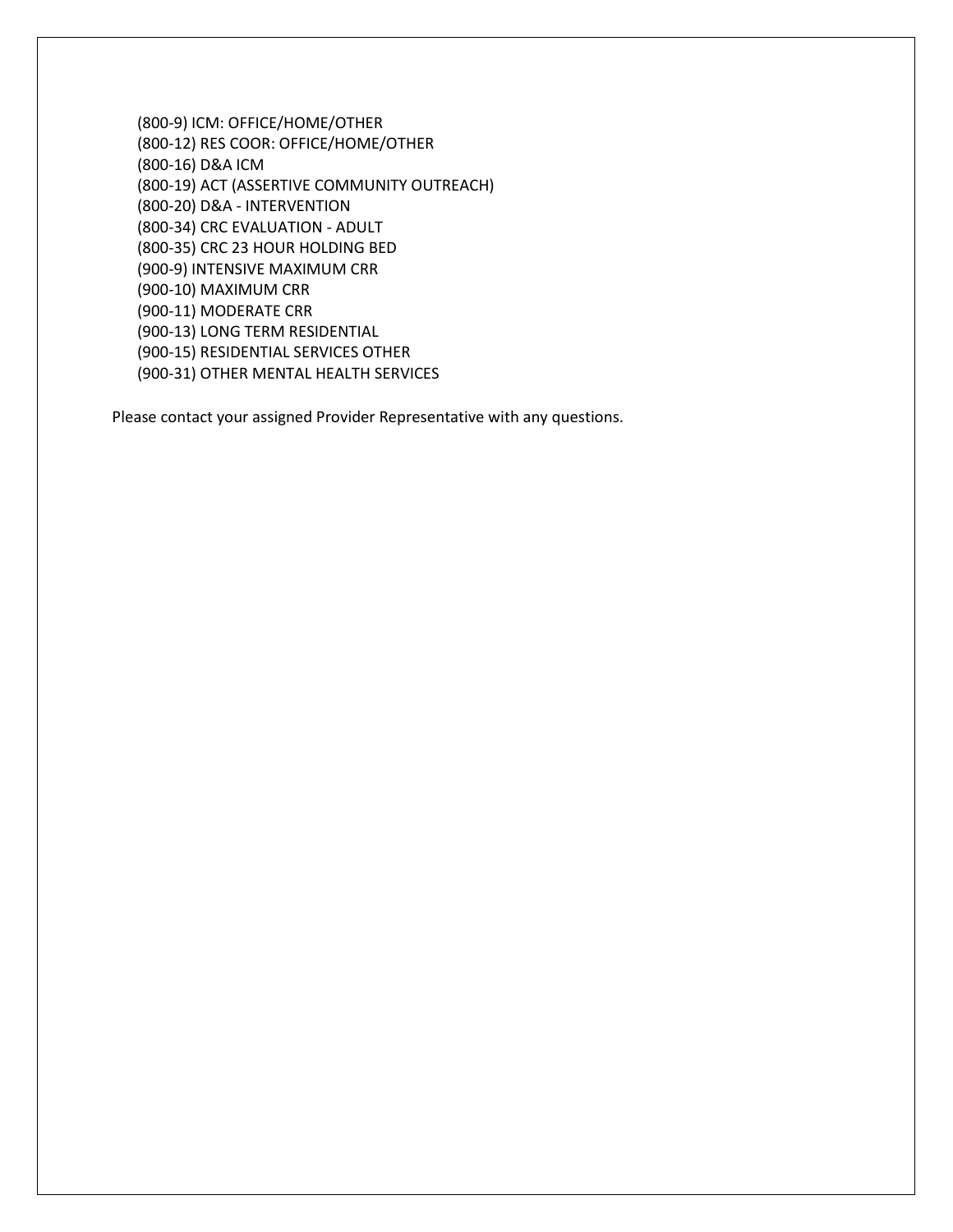- (800-9) ICM: OFFICE/HOME/OTHER
- (800-12) RES COOR: OFFICE/HOME/OTHER
- (800-16) D&A ICM
- (800-19) ACT (ASSERTIVE COMMUNITY OUTREACH)
- (800-20) D&A - INTERVENTION
- (800-34) CRC EVALUATION - ADULT
- (800-35) CRC 23 HOUR HOLDING BED
- (900-9) INTENSIVE MAXIMUM CRR
- (900-10) MAXIMUM CRR
- (900-11) MODERATE CRR
- (900-13) LONG TERM RESIDENTIAL
- (900-15) RESIDENTIAL SERVICES OTHER
- (900-31) OTHER MENTAL HEALTH SERVICES

Please contact your assigned Provider Representative with any questions.